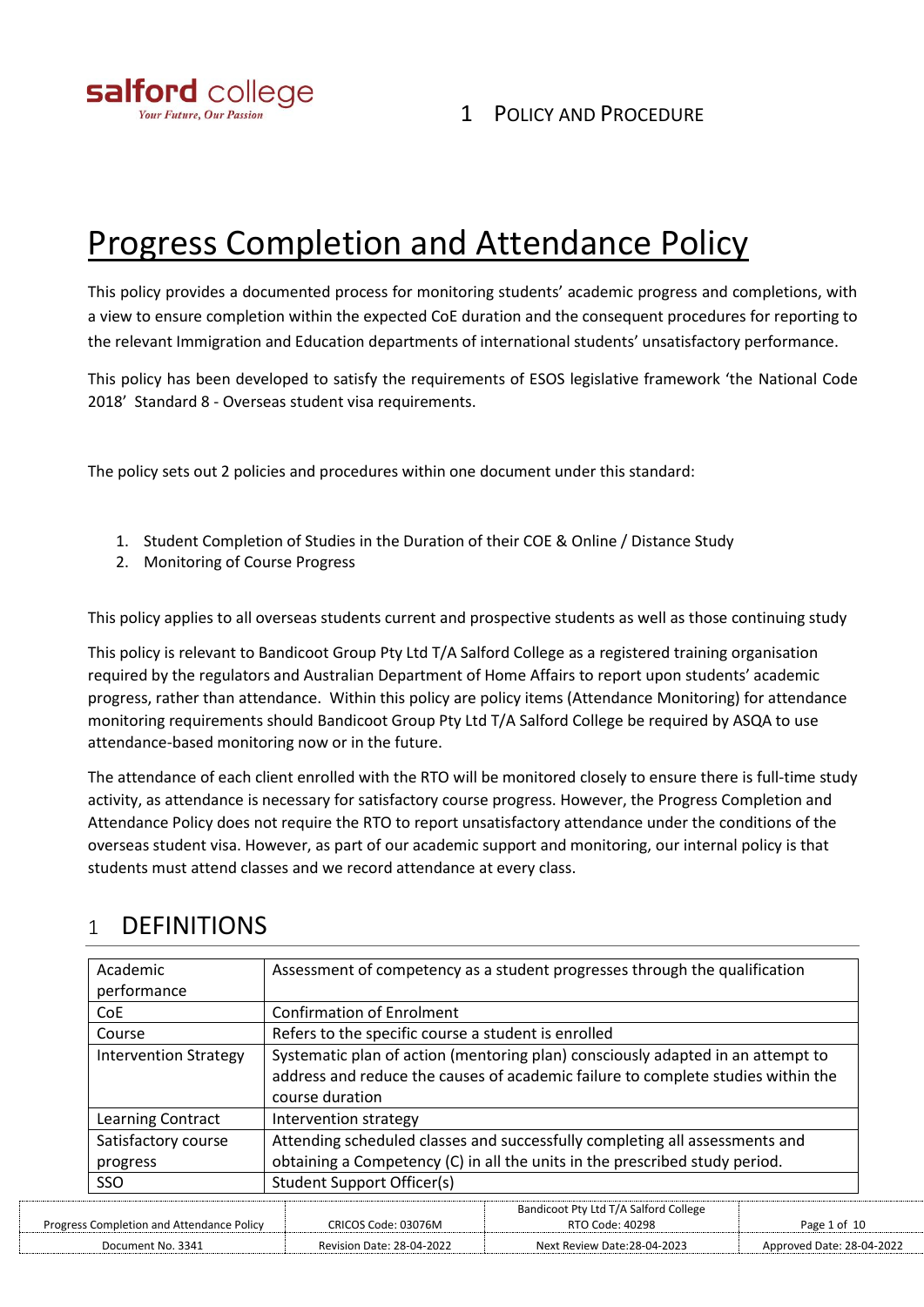# 1 Policy and Procedure

# Progress Completion and Attendance Policy

This policy provides a documented process for monitoring students' academic progress and completions, with a view to ensure completion within the expected CoE duration and the consequent procedures for reporting to the relevant Immigration and Education departments of international students' unsatisfactory performance.

This policy has been developed to satisfy the requirements of ESOS legislative framework 'the National Code 2018' Standard 8 - Overseas student visa requirements.

The policy sets out 2 policies and procedures within one document under this standard:

1. Student Completion of Studies in the Duration of their COE & Online / Distance Study
2. Monitoring of Course Progress

This policy applies to all overseas students current and prospective students as well as those continuing study

This policy is relevant to Bandicoot Group Pty Ltd T/A Salford College as a registered training organisation required by the regulators and Australian Department of Home Affairs to report upon students' academic progress, rather than attendance. Within this policy are policy items (Attendance Monitoring) for attendance monitoring requirements should Bandicoot Group Pty Ltd T/A Salford College be required by ASQA to use attendance-based monitoring now or in the future.

The attendance of each client enrolled with the RTO will be monitored closely to ensure there is full-time study activity, as attendance is necessary for satisfactory course progress. However, the Progress Completion and Attendance Policy does not require the RTO to report unsatisfactory attendance under the conditions of the overseas student visa. However, as part of our academic support and monitoring, our internal policy is that students must attend classes and we record attendance at every class.

## 1 DEFINITIONS

| Term | Definition |
|---|---|
| Academic performance | Assessment of competency as a student progresses through the qualification |
| CoE | Confirmation of Enrolment |
| Course | Refers to the specific course a student is enrolled |
| Intervention Strategy | Systematic plan of action (mentoring plan) consciously adapted in an attempt to address and reduce the causes of academic failure to complete studies within the course duration |
| Learning Contract | Intervention strategy |
| Satisfactory course progress | Attending scheduled classes and successfully completing all assessments and obtaining a Competency (C) in all the units in the prescribed study period. |
| SSO | Student Support Officer(s) |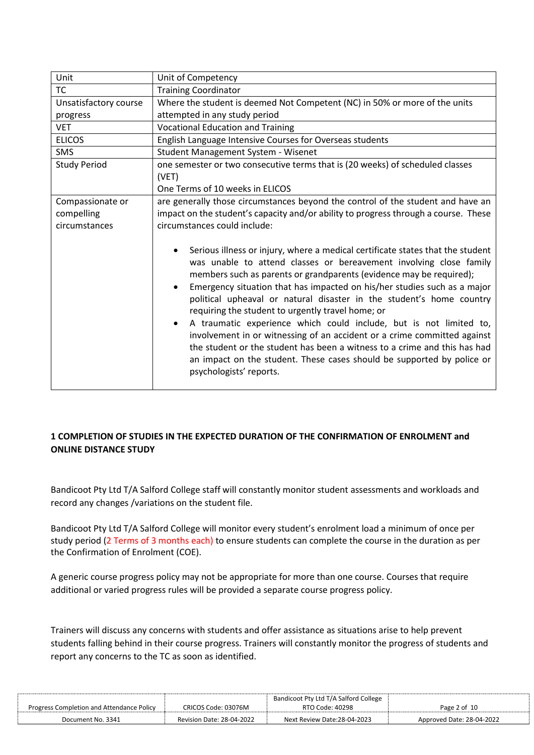| Unit | Unit of Competency |
|---|---|
| TC | Training Coordinator |
| Unsatisfactory course progress | Where the student is deemed Not Competent (NC) in 50% or more of the units attempted in any study period |
| VET | Vocational Education and Training |
| ELICOS | English Language Intensive Courses for Overseas students |
| SMS | Student Management System - Wisenet |
| Study Period | one semester or two consecutive terms that is (20 weeks) of scheduled classes (VET)<br>One Terms of 10 weeks in ELICOS |
| Compassionate or compelling circumstances | are generally those circumstances beyond the control of the student and have an impact on the student's capacity and/or ability to progress through a course. These circumstances could include:<br><br>• Serious illness or injury, where a medical certificate states that the student was unable to attend classes or bereavement involving close family members such as parents or grandparents (evidence may be required);<br>• Emergency situation that has impacted on his/her studies such as a major political upheaval or natural disaster in the student's home country requiring the student to urgently travel home; or<br>• A traumatic experience which could include, but is not limited to, involvement in or witnessing of an accident or a crime committed against the student or the student has been a witness to a crime and this has had an impact on the student. These cases should be supported by police or psychologists' reports. |

## 1 COMPLETION OF STUDIES IN THE EXPECTED DURATION OF THE CONFIRMATION OF ENROLMENT and ONLINE DISTANCE STUDY

Bandicoot Pty Ltd T/A Salford College staff will constantly monitor student assessments and workloads and record any changes /variations on the student file.

Bandicoot Pty Ltd T/A Salford College will monitor every student's enrolment load a minimum of once per study period (2 Terms of 3 months each) to ensure students can complete the course in the duration as per the Confirmation of Enrolment (COE).

A generic course progress policy may not be appropriate for more than one course. Courses that require additional or varied progress rules will be provided a separate course progress policy.

Trainers will discuss any concerns with students and offer assistance as situations arise to help prevent students falling behind in their course progress. Trainers will constantly monitor the progress of students and report any concerns to the TC as soon as identified.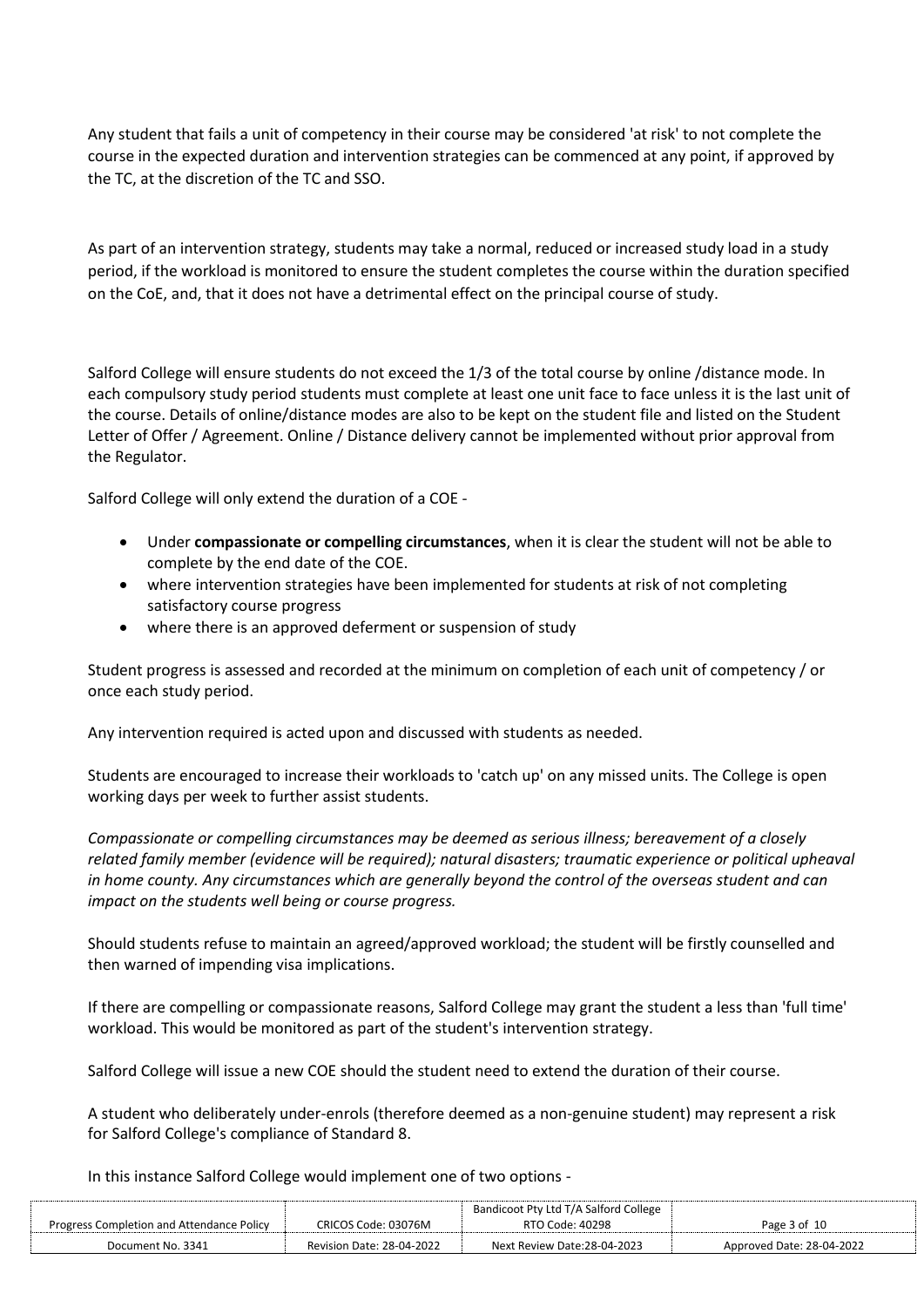Any student that fails a unit of competency in their course may be considered 'at risk' to not complete the course in the expected duration and intervention strategies can be commenced at any point, if approved by the TC, at the discretion of the TC and SSO.

As part of an intervention strategy, students may take a normal, reduced or increased study load in a study period, if the workload is monitored to ensure the student completes the course within the duration specified on the CoE, and, that it does not have a detrimental effect on the principal course of study.

Salford College will ensure students do not exceed the 1/3 of the total course by online /distance mode. In each compulsory study period students must complete at least one unit face to face unless it is the last unit of the course. Details of online/distance modes are also to be kept on the student file and listed on the Student Letter of Offer / Agreement. Online / Distance delivery cannot be implemented without prior approval from the Regulator.

Salford College will only extend the duration of a COE -

- Under **compassionate or compelling circumstances**, when it is clear the student will not be able to complete by the end date of the COE.
- where intervention strategies have been implemented for students at risk of not completing satisfactory course progress
- where there is an approved deferment or suspension of study

Student progress is assessed and recorded at the minimum on completion of each unit of competency / or once each study period.

Any intervention required is acted upon and discussed with students as needed.

Students are encouraged to increase their workloads to 'catch up' on any missed units. The College is open working days per week to further assist students.

*Compassionate or compelling circumstances may be deemed as serious illness; bereavement of a closely related family member (evidence will be required); natural disasters; traumatic experience or political upheaval in home county. Any circumstances which are generally beyond the control of the overseas student and can impact on the students well being or course progress.*

Should students refuse to maintain an agreed/approved workload; the student will be firstly counselled and then warned of impending visa implications.

If there are compelling or compassionate reasons, Salford College may grant the student a less than 'full time' workload. This would be monitored as part of the student's intervention strategy.

Salford College will issue a new COE should the student need to extend the duration of their course.

A student who deliberately under-enrols (therefore deemed as a non-genuine student) may represent a risk for Salford College's compliance of Standard 8.

In this instance Salford College would implement one of two options -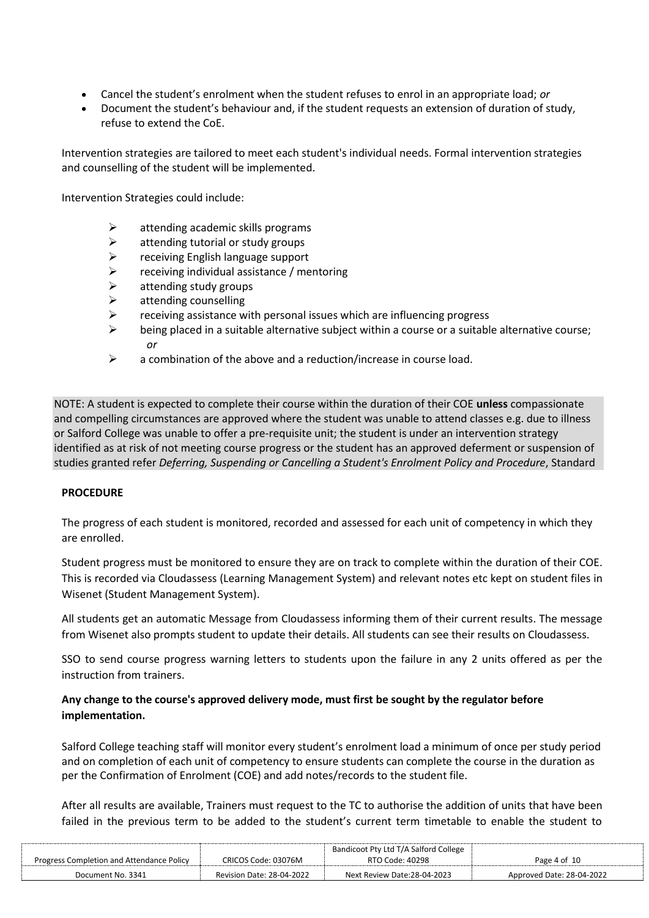- Cancel the student's enrolment when the student refuses to enrol in an appropriate load; *or*
- Document the student's behaviour and, if the student requests an extension of duration of study, refuse to extend the CoE.

Intervention strategies are tailored to meet each student's individual needs. Formal intervention strategies and counselling of the student will be implemented.

Intervention Strategies could include:

- attending academic skills programs
- attending tutorial or study groups
- receiving English language support
- receiving individual assistance / mentoring
- attending study groups
- attending counselling
- receiving assistance with personal issues which are influencing progress
- being placed in a suitable alternative subject within a course or a suitable alternative course; *or*
- a combination of the above and a reduction/increase in course load.

NOTE: A student is expected to complete their course within the duration of their COE **unless** compassionate and compelling circumstances are approved where the student was unable to attend classes e.g. due to illness or Salford College was unable to offer a pre-requisite unit; the student is under an intervention strategy identified as at risk of not meeting course progress or the student has an approved deferment or suspension of studies granted refer *Deferring, Suspending or Cancelling a Student's Enrolment Policy and Procedure*, Standard

**PROCEDURE**

The progress of each student is monitored, recorded and assessed for each unit of competency in which they are enrolled.

Student progress must be monitored to ensure they are on track to complete within the duration of their COE. This is recorded via Cloudassess (Learning Management System) and relevant notes etc kept on student files in Wisenet (Student Management System).

All students get an automatic Message from Cloudassess informing them of their current results. The message from Wisenet also prompts student to update their details. All students can see their results on Cloudassess.

SSO to send course progress warning letters to students upon the failure in any 2 units offered as per the instruction from trainers.

**Any change to the course's approved delivery mode, must first be sought by the regulator before implementation.**

Salford College teaching staff will monitor every student's enrolment load a minimum of once per study period and on completion of each unit of competency to ensure students can complete the course in the duration as per the Confirmation of Enrolment (COE) and add notes/records to the student file.

After all results are available, Trainers must request to the TC to authorise the addition of units that have been failed in the previous term to be added to the student's current term timetable to enable the student to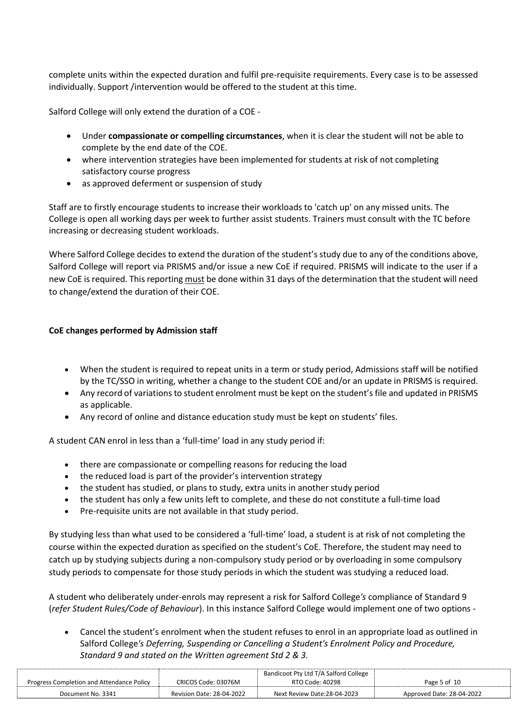complete units within the expected duration and fulfil pre-requisite requirements. Every case is to be assessed individually. Support /intervention would be offered to the student at this time.

Salford College will only extend the duration of a COE -

- Under **compassionate or compelling circumstances**, when it is clear the student will not be able to complete by the end date of the COE.
- where intervention strategies have been implemented for students at risk of not completing satisfactory course progress
- as approved deferment or suspension of study

Staff are to firstly encourage students to increase their workloads to 'catch up' on any missed units. The College is open all working days per week to further assist students. Trainers must consult with the TC before increasing or decreasing student workloads.

Where Salford College decides to extend the duration of the student's study due to any of the conditions above, Salford College will report via PRISMS and/or issue a new CoE if required. PRISMS will indicate to the user if a new CoE is required. This reporting must be done within 31 days of the determination that the student will need to change/extend the duration of their COE.

**CoE changes performed by Admission staff**

- When the student is required to repeat units in a term or study period, Admissions staff will be notified by the TC/SSO in writing, whether a change to the student COE and/or an update in PRISMS is required.
- Any record of variations to student enrolment must be kept on the student's file and updated in PRISMS as applicable.
- Any record of online and distance education study must be kept on students' files.

A student CAN enrol in less than a 'full-time' load in any study period if:

- there are compassionate or compelling reasons for reducing the load
- the reduced load is part of the provider's intervention strategy
- the student has studied, or plans to study, extra units in another study period
- the student has only a few units left to complete, and these do not constitute a full-time load
- Pre-requisite units are not available in that study period.

By studying less than what used to be considered a 'full-time' load, a student is at risk of not completing the course within the expected duration as specified on the student's CoE. Therefore, the student may need to catch up by studying subjects during a non-compulsory study period or by overloading in some compulsory study periods to compensate for those study periods in which the student was studying a reduced load.

A student who deliberately under-enrols may represent a risk for Salford College*'s* compliance of Standard 9 (*refer Student Rules/Code of Behaviour*). In this instance Salford College would implement one of two options -

- Cancel the student's enrolment when the student refuses to enrol in an appropriate load as outlined in Salford College*'s Deferring, Suspending or Cancelling a Student's Enrolment Policy and Procedure, Standard 9 and stated on the Written agreement Std 2 & 3.*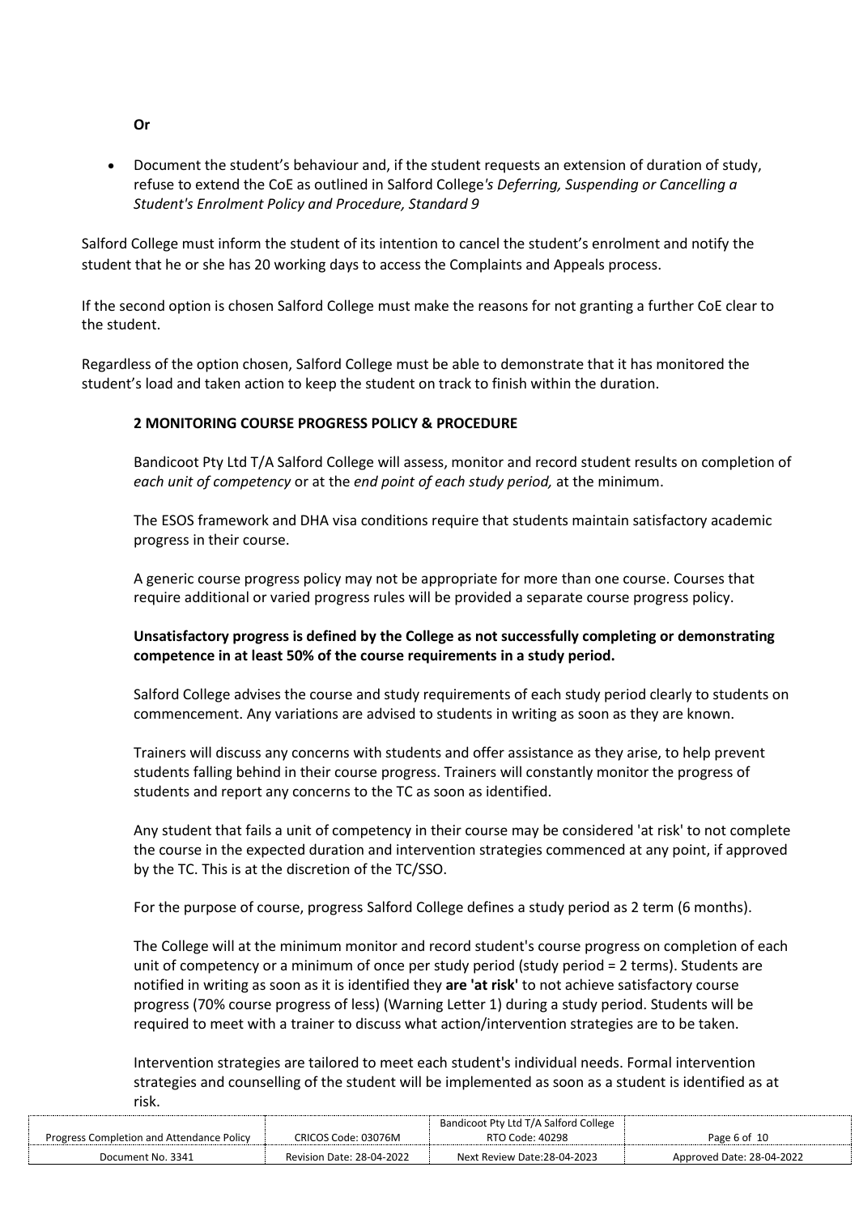**Or**

- Document the student's behaviour and, if the student requests an extension of duration of study, refuse to extend the CoE as outlined in Salford College*'s Deferring, Suspending or Cancelling a Student's Enrolment Policy and Procedure, Standard 9*

Salford College must inform the student of its intention to cancel the student's enrolment and notify the student that he or she has 20 working days to access the Complaints and Appeals process.

If the second option is chosen Salford College must make the reasons for not granting a further CoE clear to the student.

Regardless of the option chosen, Salford College must be able to demonstrate that it has monitored the student's load and taken action to keep the student on track to finish within the duration.

## 2 MONITORING COURSE PROGRESS POLICY & PROCEDURE

Bandicoot Pty Ltd T/A Salford College will assess, monitor and record student results on completion of *each unit of competency* or at the *end point of each study period,* at the minimum.

The ESOS framework and DHA visa conditions require that students maintain satisfactory academic progress in their course.

A generic course progress policy may not be appropriate for more than one course. Courses that require additional or varied progress rules will be provided a separate course progress policy.

**Unsatisfactory progress is defined by the College as not successfully completing or demonstrating competence in at least 50% of the course requirements in a study period.**

Salford College advises the course and study requirements of each study period clearly to students on commencement. Any variations are advised to students in writing as soon as they are known.

Trainers will discuss any concerns with students and offer assistance as they arise, to help prevent students falling behind in their course progress. Trainers will constantly monitor the progress of students and report any concerns to the TC as soon as identified.

Any student that fails a unit of competency in their course may be considered 'at risk' to not complete the course in the expected duration and intervention strategies commenced at any point, if approved by the TC. This is at the discretion of the TC/SSO.

For the purpose of course, progress Salford College defines a study period as 2 term (6 months).

The College will at the minimum monitor and record student's course progress on completion of each unit of competency or a minimum of once per study period (study period = 2 terms). Students are notified in writing as soon as it is identified they **are 'at risk'** to not achieve satisfactory course progress (70% course progress of less) (Warning Letter 1) during a study period. Students will be required to meet with a trainer to discuss what action/intervention strategies are to be taken.

Intervention strategies are tailored to meet each student's individual needs. Formal intervention strategies and counselling of the student will be implemented as soon as a student is identified as at risk.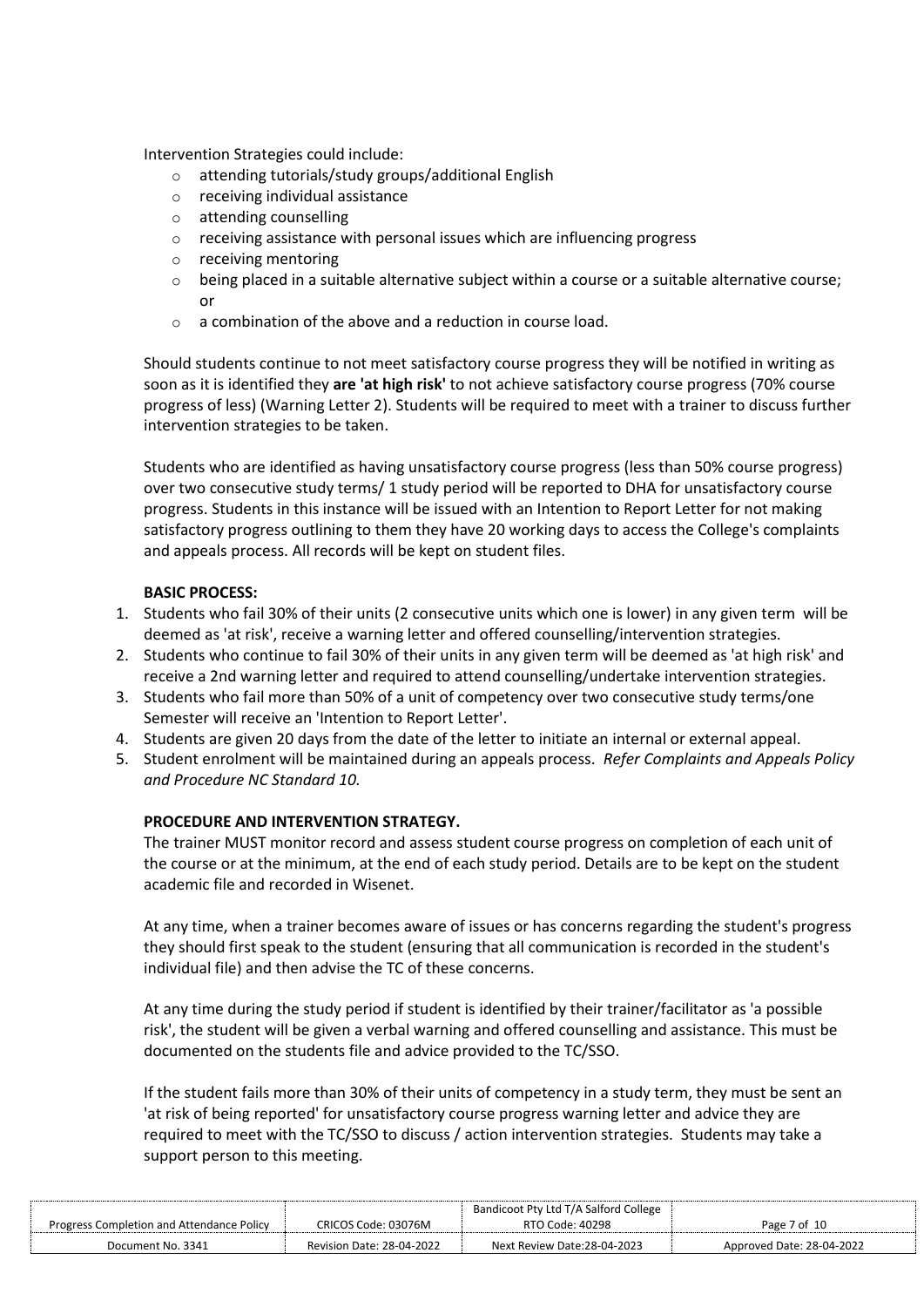Intervention Strategies could include:

- attending tutorials/study groups/additional English
- receiving individual assistance
- attending counselling
- receiving assistance with personal issues which are influencing progress
- receiving mentoring
- being placed in a suitable alternative subject within a course or a suitable alternative course; or
- a combination of the above and a reduction in course load.

Should students continue to not meet satisfactory course progress they will be notified in writing as soon as it is identified they **are 'at high risk'** to not achieve satisfactory course progress (70% course progress of less) (Warning Letter 2). Students will be required to meet with a trainer to discuss further intervention strategies to be taken.

Students who are identified as having unsatisfactory course progress (less than 50% course progress) over two consecutive study terms/ 1 study period will be reported to DHA for unsatisfactory course progress. Students in this instance will be issued with an Intention to Report Letter for not making satisfactory progress outlining to them they have 20 working days to access the College's complaints and appeals process. All records will be kept on student files.

**BASIC PROCESS:**

1. Students who fail 30% of their units (2 consecutive units which one is lower) in any given term will be deemed as 'at risk', receive a warning letter and offered counselling/intervention strategies.
2. Students who continue to fail 30% of their units in any given term will be deemed as 'at high risk' and receive a 2nd warning letter and required to attend counselling/undertake intervention strategies.
3. Students who fail more than 50% of a unit of competency over two consecutive study terms/one Semester will receive an 'Intention to Report Letter'.
4. Students are given 20 days from the date of the letter to initiate an internal or external appeal.
5. Student enrolment will be maintained during an appeals process. *Refer Complaints and Appeals Policy and Procedure NC Standard 10.*

**PROCEDURE AND INTERVENTION STRATEGY.**

The trainer MUST monitor record and assess student course progress on completion of each unit of the course or at the minimum, at the end of each study period. Details are to be kept on the student academic file and recorded in Wisenet.

At any time, when a trainer becomes aware of issues or has concerns regarding the student's progress they should first speak to the student (ensuring that all communication is recorded in the student's individual file) and then advise the TC of these concerns.

At any time during the study period if student is identified by their trainer/facilitator as 'a possible risk', the student will be given a verbal warning and offered counselling and assistance. This must be documented on the students file and advice provided to the TC/SSO.

If the student fails more than 30% of their units of competency in a study term, they must be sent an 'at risk of being reported' for unsatisfactory course progress warning letter and advice they are required to meet with the TC/SSO to discuss / action intervention strategies. Students may take a support person to this meeting.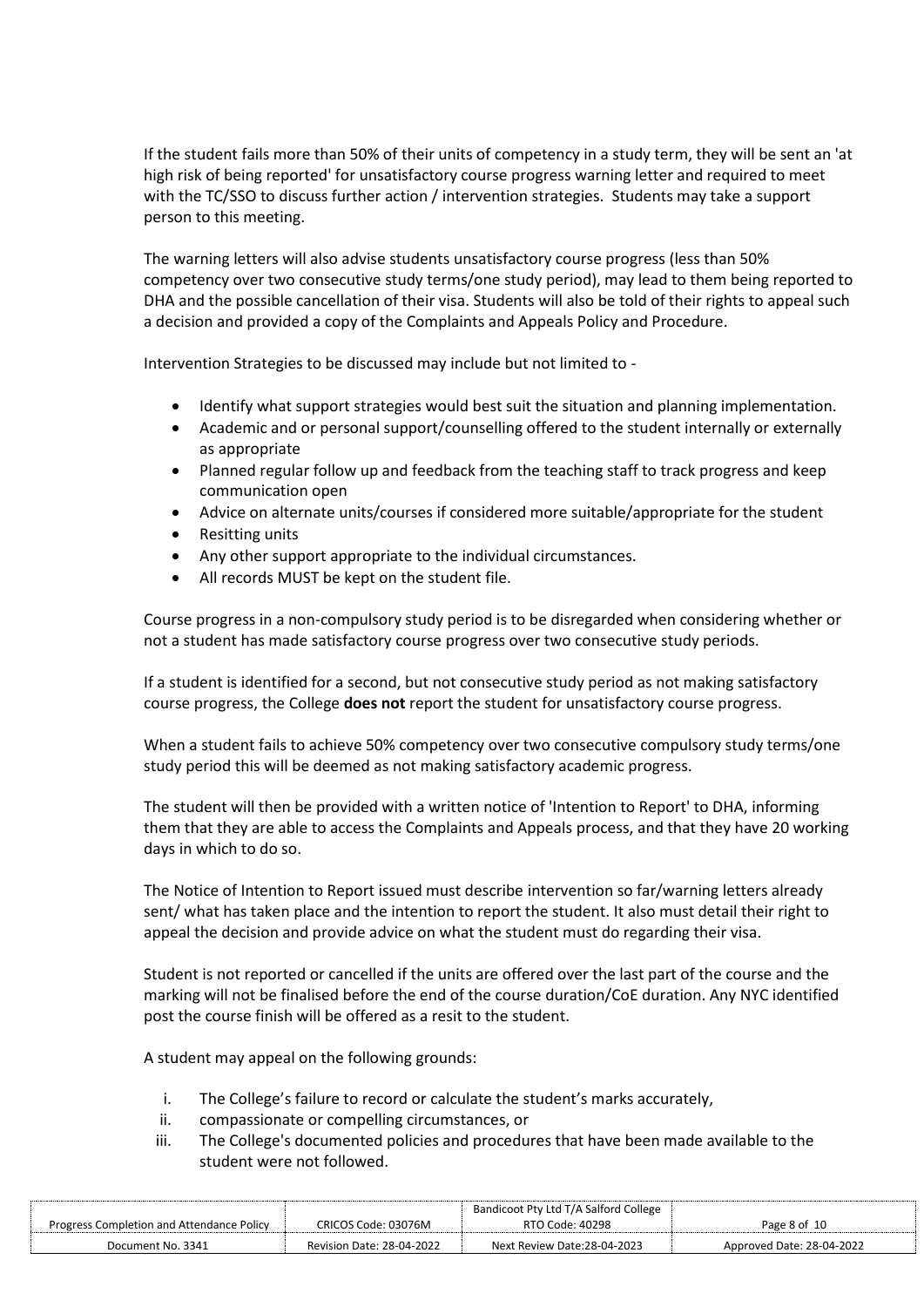If the student fails more than 50% of their units of competency in a study term, they will be sent an 'at high risk of being reported' for unsatisfactory course progress warning letter and required to meet with the TC/SSO to discuss further action / intervention strategies. Students may take a support person to this meeting.

The warning letters will also advise students unsatisfactory course progress (less than 50% competency over two consecutive study terms/one study period), may lead to them being reported to DHA and the possible cancellation of their visa. Students will also be told of their rights to appeal such a decision and provided a copy of the Complaints and Appeals Policy and Procedure.

Intervention Strategies to be discussed may include but not limited to -

- Identify what support strategies would best suit the situation and planning implementation.
- Academic and or personal support/counselling offered to the student internally or externally as appropriate
- Planned regular follow up and feedback from the teaching staff to track progress and keep communication open
- Advice on alternate units/courses if considered more suitable/appropriate for the student
- Resitting units
- Any other support appropriate to the individual circumstances.
- All records MUST be kept on the student file.

Course progress in a non-compulsory study period is to be disregarded when considering whether or not a student has made satisfactory course progress over two consecutive study periods.

If a student is identified for a second, but not consecutive study period as not making satisfactory course progress, the College **does not** report the student for unsatisfactory course progress.

When a student fails to achieve 50% competency over two consecutive compulsory study terms/one study period this will be deemed as not making satisfactory academic progress.

The student will then be provided with a written notice of 'Intention to Report' to DHA, informing them that they are able to access the Complaints and Appeals process, and that they have 20 working days in which to do so.

The Notice of Intention to Report issued must describe intervention so far/warning letters already sent/ what has taken place and the intention to report the student. It also must detail their right to appeal the decision and provide advice on what the student must do regarding their visa.

Student is not reported or cancelled if the units are offered over the last part of the course and the marking will not be finalised before the end of the course duration/CoE duration. Any NYC identified post the course finish will be offered as a resit to the student.

A student may appeal on the following grounds:

i. The College's failure to record or calculate the student's marks accurately,
ii. compassionate or compelling circumstances, or
iii. The College's documented policies and procedures that have been made available to the student were not followed.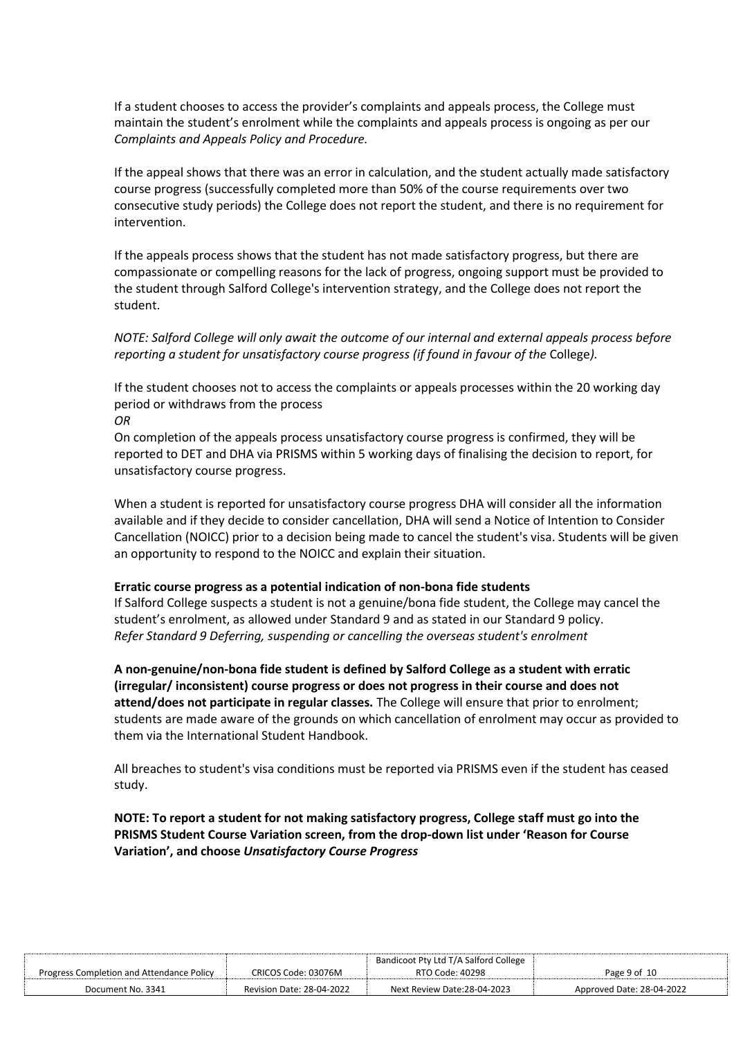If a student chooses to access the provider's complaints and appeals process, the College must maintain the student's enrolment while the complaints and appeals process is ongoing as per our *Complaints and Appeals Policy and Procedure.*

If the appeal shows that there was an error in calculation, and the student actually made satisfactory course progress (successfully completed more than 50% of the course requirements over two consecutive study periods) the College does not report the student, and there is no requirement for intervention.

If the appeals process shows that the student has not made satisfactory progress, but there are compassionate or compelling reasons for the lack of progress, ongoing support must be provided to the student through Salford College's intervention strategy, and the College does not report the student.

*NOTE: Salford College will only await the outcome of our internal and external appeals process before reporting a student for unsatisfactory course progress (if found in favour of the* College*).*

If the student chooses not to access the complaints or appeals processes within the 20 working day period or withdraws from the process
*OR*
On completion of the appeals process unsatisfactory course progress is confirmed, they will be reported to DET and DHA via PRISMS within 5 working days of finalising the decision to report, for unsatisfactory course progress.

When a student is reported for unsatisfactory course progress DHA will consider all the information available and if they decide to consider cancellation, DHA will send a Notice of Intention to Consider Cancellation (NOICC) prior to a decision being made to cancel the student's visa. Students will be given an opportunity to respond to the NOICC and explain their situation.

**Erratic course progress as a potential indication of non-bona fide students**
If Salford College suspects a student is not a genuine/bona fide student, the College may cancel the student's enrolment, as allowed under Standard 9 and as stated in our Standard 9 policy.
*Refer Standard 9 Deferring, suspending or cancelling the overseas student's enrolment*

**A non-genuine/non-bona fide student is defined by Salford College as a student with erratic (irregular/ inconsistent) course progress or does not progress in their course and does not attend/does not participate in regular classes.** The College will ensure that prior to enrolment; students are made aware of the grounds on which cancellation of enrolment may occur as provided to them via the International Student Handbook.

All breaches to student's visa conditions must be reported via PRISMS even if the student has ceased study.

**NOTE: To report a student for not making satisfactory progress, College staff must go into the PRISMS Student Course Variation screen, from the drop-down list under 'Reason for Course Variation', and choose *Unsatisfactory Course Progress***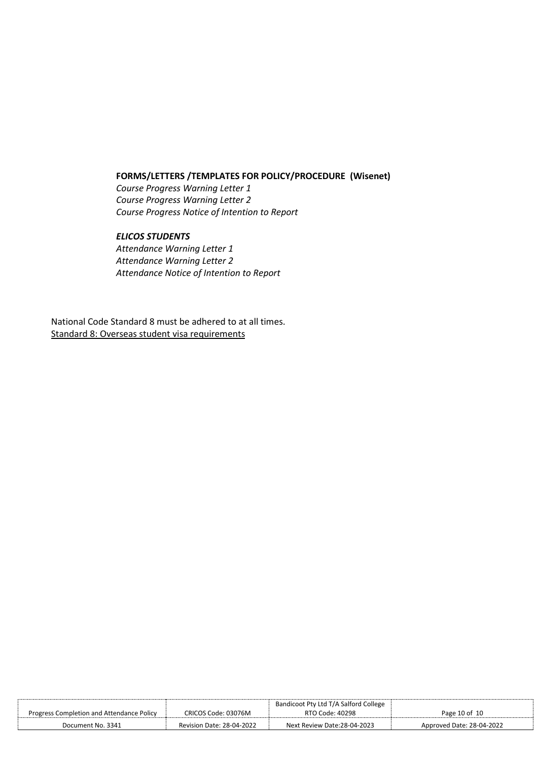**FORMS/LETTERS /TEMPLATES FOR POLICY/PROCEDURE (Wisenet)**

*Course Progress Warning Letter 1*
*Course Progress Warning Letter 2*
*Course Progress Notice of Intention to Report*

***ELICOS STUDENTS***

*Attendance Warning Letter 1*
*Attendance Warning Letter 2*
*Attendance Notice of Intention to Report*

National Code Standard 8 must be adhered to at all times.
Standard 8: Overseas student visa requirements